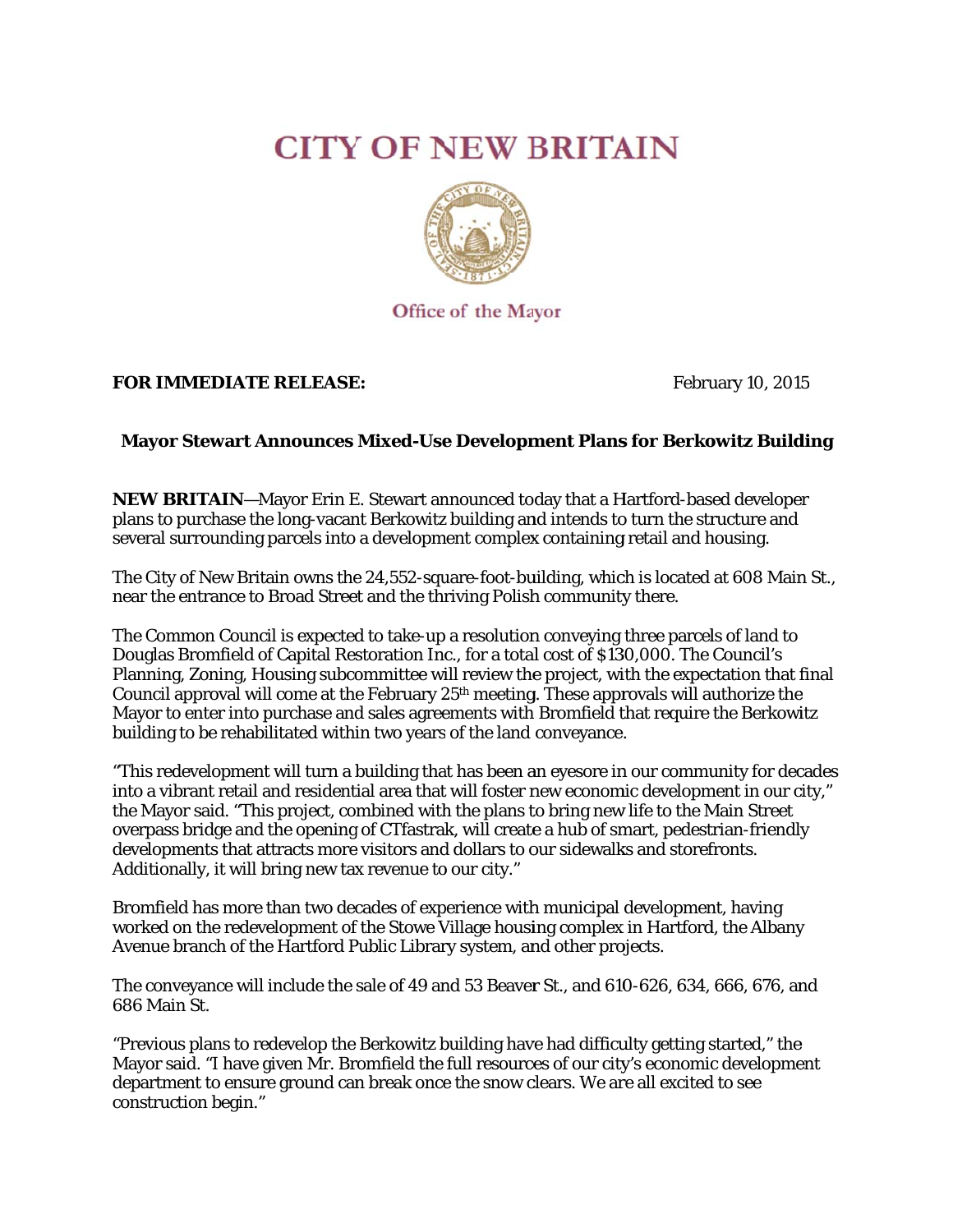# CITY OF NEW BRITAIN

Office of the Mayor

**FOR IMMEDIATE RELEASE:** February 10, 2015

## Mayor Stewart Announces Mixed-Use Development Plans for Berkowitz Building

**NEW BRITAIN**—Mayor Erin E. Stewart announced today that a Hartford-based developer plans to purchase the long-vacant Berkowitz building and intends to turn the structure and several surrounding parcels into a development complex containing retail and housing.

The City of New Britain owns the 24,552-square-foot-building, which is located at 608 Main St., near the entrance to Broad Street and the thriving Polish community there.

The Common Council is expected to take-up a resolution conveying three parcels of land to Douglas Bromfield of Capital Restoration Inc., for a total cost of $130,000. The Council's Planning, Zoning, Housing subcommittee will review the project, with the expectation that final Council approval will come at the February 25th meeting. These approvals will authorize the Mayor to enter into purchase and sales agreements with Bromfield that require the Berkowitz building to be rehabilitated within two years of the land conveyance.

"This redevelopment will turn a building that has been an eyesore in our community for decades into a vibrant retail and residential area that will foster new economic development in our city," the Mayor said. "This project, combined with the plans to bring new life to the Main Street overpass bridge and the opening of CTfastrak, will create a hub of smart, pedestrian-friendly developments that attracts more visitors and dollars to our sidewalks and storefronts. Additionally, it will bring new tax revenue to our city."

Bromfield has more than two decades of experience with municipal development, having worked on the redevelopment of the Stowe Village housing complex in Hartford, the Albany Avenue branch of the Hartford Public Library system, and other projects.

The conveyance will include the sale of 49 and 53 Beaver St., and 610-626, 634, 666, 676, and 686 Main St.

"Previous plans to redevelop the Berkowitz building have had difficulty getting started," the Mayor said. "I have given Mr. Bromfield the full resources of our city's economic development department to ensure ground can break once the snow clears. We are all excited to see construction begin."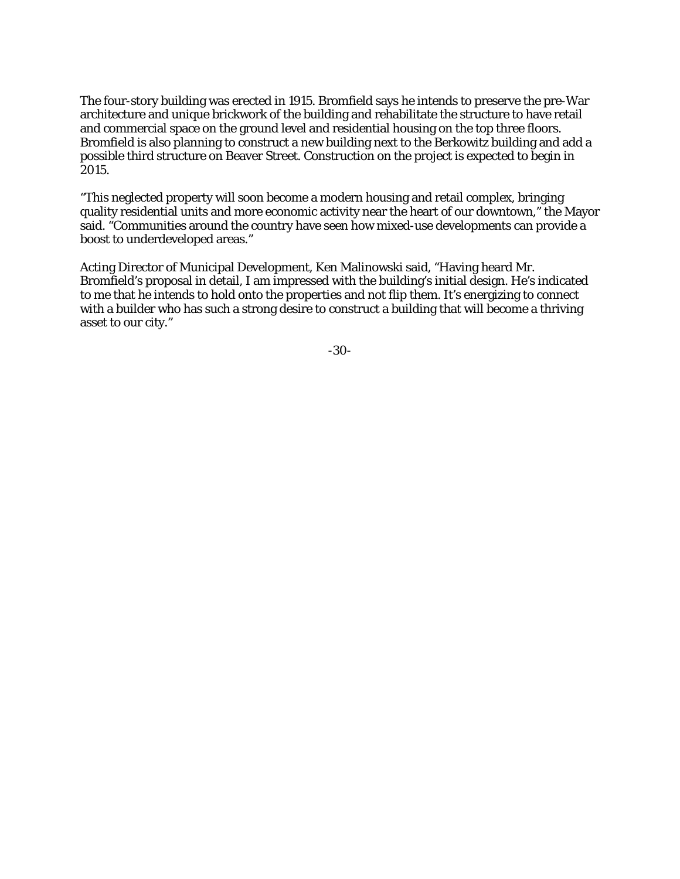The four-story building was erected in 1915. Bromfield says he intends to preserve the pre-War architecture and unique brickwork of the building and rehabilitate the structure to have retail and commercial space on the ground level and residential housing on the top three floors. Bromfield is also planning to construct a new building next to the Berkowitz building and add a possible third structure on Beaver Street. Construction on the project is expected to begin in 2015.

"This neglected property will soon become a modern housing and retail complex, bringing quality residential units and more economic activity near the heart of our downtown," the Mayor said. "Communities around the country have seen how mixed-use developments can provide a boost to underdeveloped areas."

Acting Director of Municipal Development, Ken Malinowski said, "Having heard Mr. Bromfield's proposal in detail, I am impressed with the building's initial design. He's indicated to me that he intends to hold onto the properties and not flip them. It's energizing to connect with a builder who has such a strong desire to construct a building that will become a thriving asset to our city."

-30-